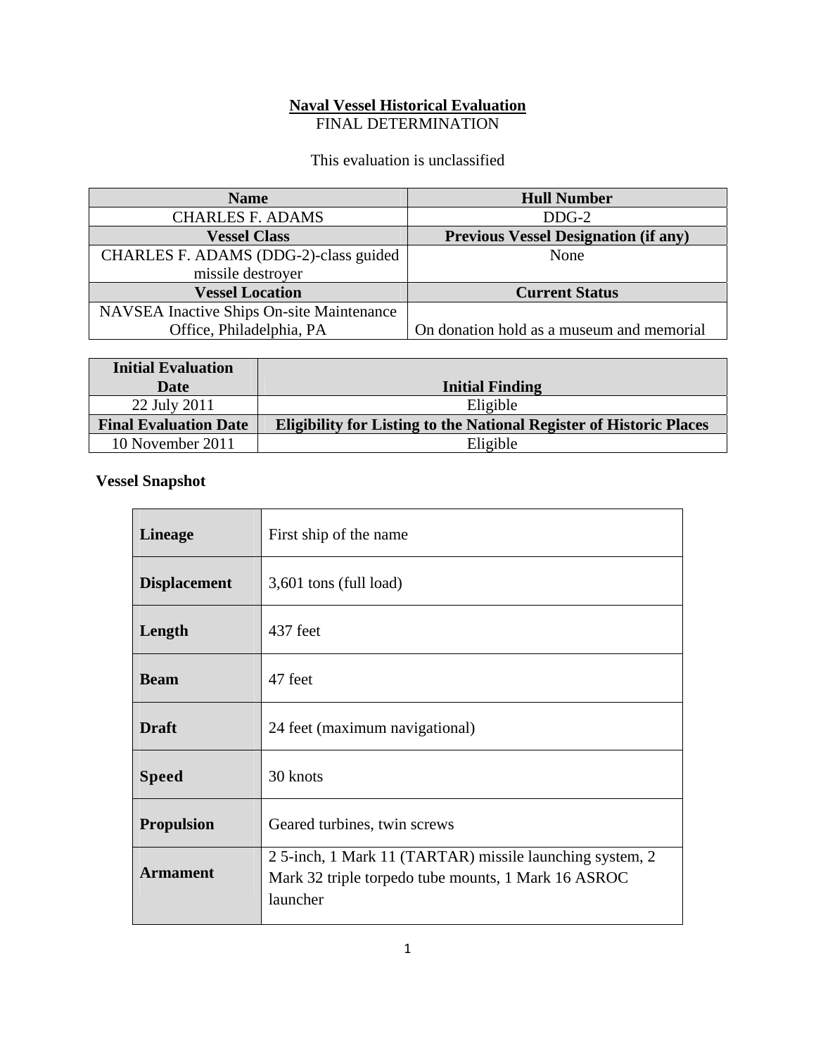# Naval Vessel Historical Evaluation

FINAL DETERMINATION

This evaluation is unclassified

| Name | Hull Number |
|---|---|
| CHARLES F. ADAMS | DDG-2 |
| **Vessel Class** | **Previous Vessel Designation (if any)** |
| CHARLES F. ADAMS (DDG-2)-class guided missile destroyer | None |
| **Vessel Location** | **Current Status** |
| NAVSEA Inactive Ships On-site Maintenance Office, Philadelphia, PA | On donation hold as a museum and memorial |

| Initial Evaluation Date | Initial Finding |
|---|---|
| 22 July 2011 | Eligible |
| **Final Evaluation Date** | **Eligibility for Listing to the National Register of Historic Places** |
| 10 November 2011 | Eligible |

**Vessel Snapshot**

| | |
|---|---|
| **Lineage** | First ship of the name |
| **Displacement** | 3,601 tons (full load) |
| **Length** | 437 feet |
| **Beam** | 47 feet |
| **Draft** | 24 feet (maximum navigational) |
| **Speed** | 30 knots |
| **Propulsion** | Geared turbines, twin screws |
| **Armament** | 2 5-inch, 1 Mark 11 (TARTAR) missile launching system, 2 Mark 32 triple torpedo tube mounts, 1 Mark 16 ASROC launcher |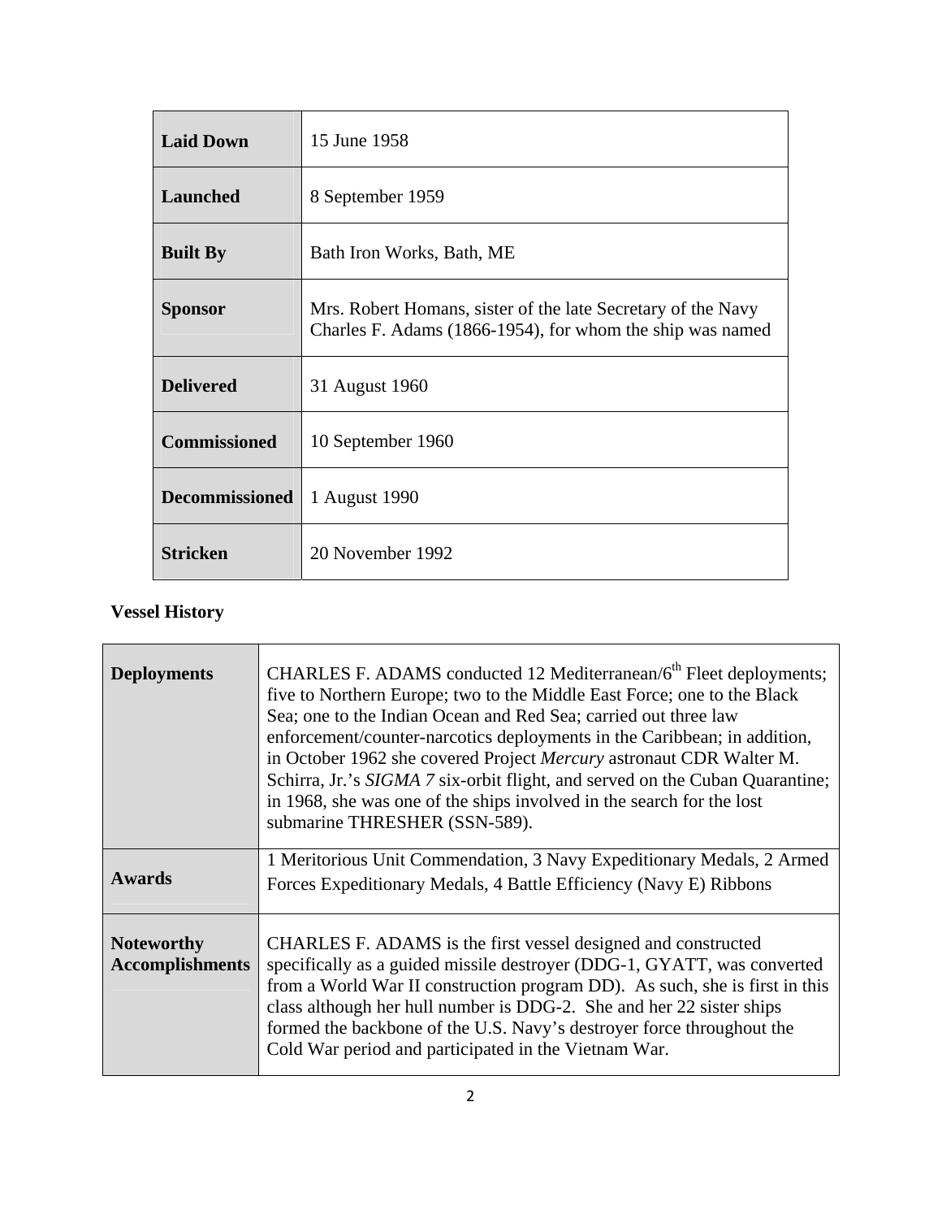| | |
|---|---|
| **Laid Down** | 15 June 1958 |
| **Launched** | 8 September 1959 |
| **Built By** | Bath Iron Works, Bath, ME |
| **Sponsor** | Mrs. Robert Homans, sister of the late Secretary of the Navy Charles F. Adams (1866-1954), for whom the ship was named |
| **Delivered** | 31 August 1960 |
| **Commissioned** | 10 September 1960 |
| **Decommissioned** | 1 August 1990 |
| **Stricken** | 20 November 1992 |

**Vessel History**

| | |
|---|---|
| **Deployments** | CHARLES F. ADAMS conducted 12 Mediterranean/6th Fleet deployments; five to Northern Europe; two to the Middle East Force; one to the Black Sea; one to the Indian Ocean and Red Sea; carried out three law enforcement/counter-narcotics deployments in the Caribbean; in addition, in October 1962 she covered Project *Mercury* astronaut CDR Walter M. Schirra, Jr.'s *SIGMA 7* six-orbit flight, and served on the Cuban Quarantine; in 1968, she was one of the ships involved in the search for the lost submarine THRESHER (SSN-589). |
| **Awards** | 1 Meritorious Unit Commendation, 3 Navy Expeditionary Medals, 2 Armed Forces Expeditionary Medals, 4 Battle Efficiency (Navy E) Ribbons |
| **Noteworthy Accomplishments** | CHARLES F. ADAMS is the first vessel designed and constructed specifically as a guided missile destroyer (DDG-1, GYATT, was converted from a World War II construction program DD). As such, she is first in this class although her hull number is DDG-2. She and her 22 sister ships formed the backbone of the U.S. Navy's destroyer force throughout the Cold War period and participated in the Vietnam War. |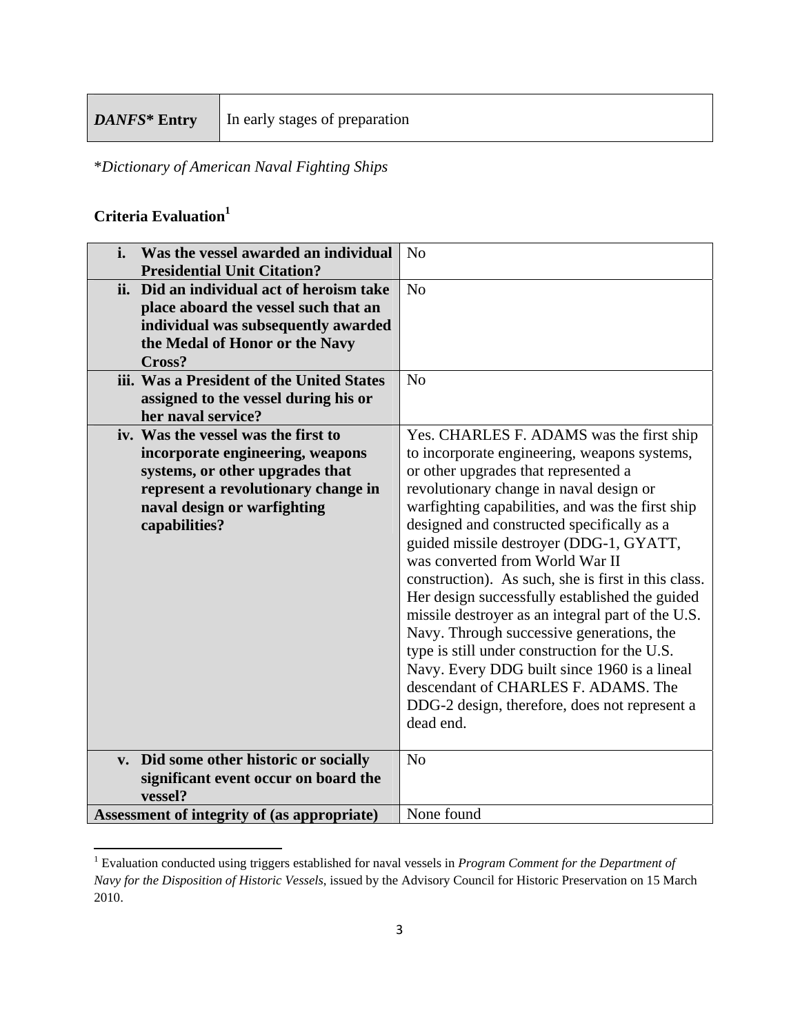| ***DANFS\** Entry** | In early stages of preparation |
|---|---|

\**Dictionary of American Naval Fighting Ships*

**Criteria Evaluation**[1]

| Criteria | Evaluation |
|---|---|
| **i. Was the vessel awarded an individual Presidential Unit Citation?** | No |
| **ii. Did an individual act of heroism take place aboard the vessel such that an individual was subsequently awarded the Medal of Honor or the Navy Cross?** | No |
| **iii. Was a President of the United States assigned to the vessel during his or her naval service?** | No |
| **iv. Was the vessel was the first to incorporate engineering, weapons systems, or other upgrades that represent a revolutionary change in naval design or warfighting capabilities?** | Yes. CHARLES F. ADAMS was the first ship to incorporate engineering, weapons systems, or other upgrades that represented a revolutionary change in naval design or warfighting capabilities, and was the first ship designed and constructed specifically as a guided missile destroyer (DDG-1, GYATT, was converted from World War II construction). As such, she is first in this class. Her design successfully established the guided missile destroyer as an integral part of the U.S. Navy. Through successive generations, the type is still under construction for the U.S. Navy. Every DDG built since 1960 is a lineal descendant of CHARLES F. ADAMS. The DDG-2 design, therefore, does not represent a dead end. |
| **v. Did some other historic or socially significant event occur on board the vessel?** | No |
| **Assessment of integrity of (as appropriate)** | None found |

[1] Evaluation conducted using triggers established for naval vessels in *Program Comment for the Department of Navy for the Disposition of Historic Vessels*, issued by the Advisory Council for Historic Preservation on 15 March 2010.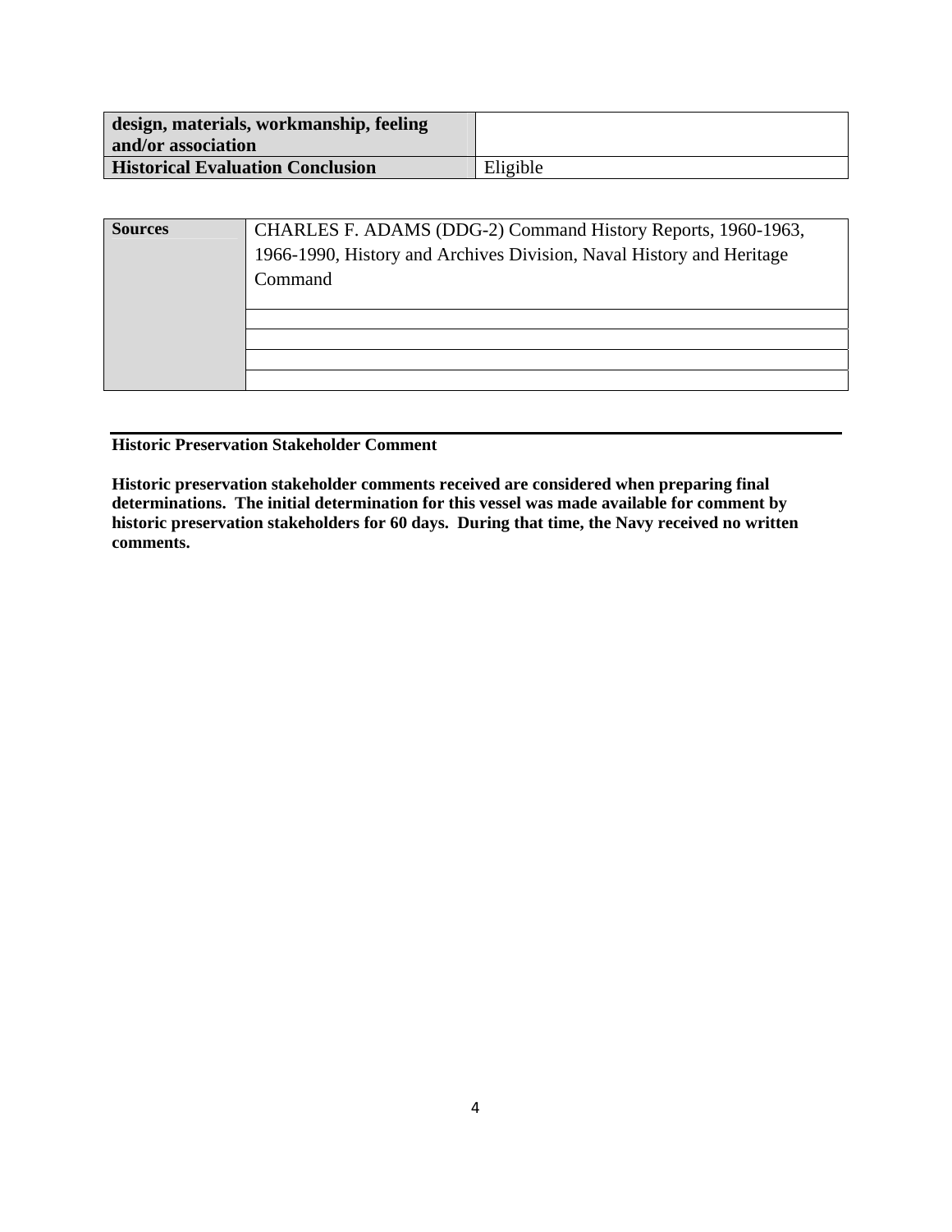| | |
|---|---|
| **design, materials, workmanship, feeling and/or association** | |
| **Historical Evaluation Conclusion** | Eligible |

| | |
|---|---|
| **Sources** | CHARLES F. ADAMS (DDG-2) Command History Reports, 1960-1963, 1966-1990, History and Archives Division, Naval History and Heritage Command |
| | |
| | |
| | |
| | |

---

**Historic Preservation Stakeholder Comment**

**Historic preservation stakeholder comments received are considered when preparing final determinations. The initial determination for this vessel was made available for comment by historic preservation stakeholders for 60 days. During that time, the Navy received no written comments.**